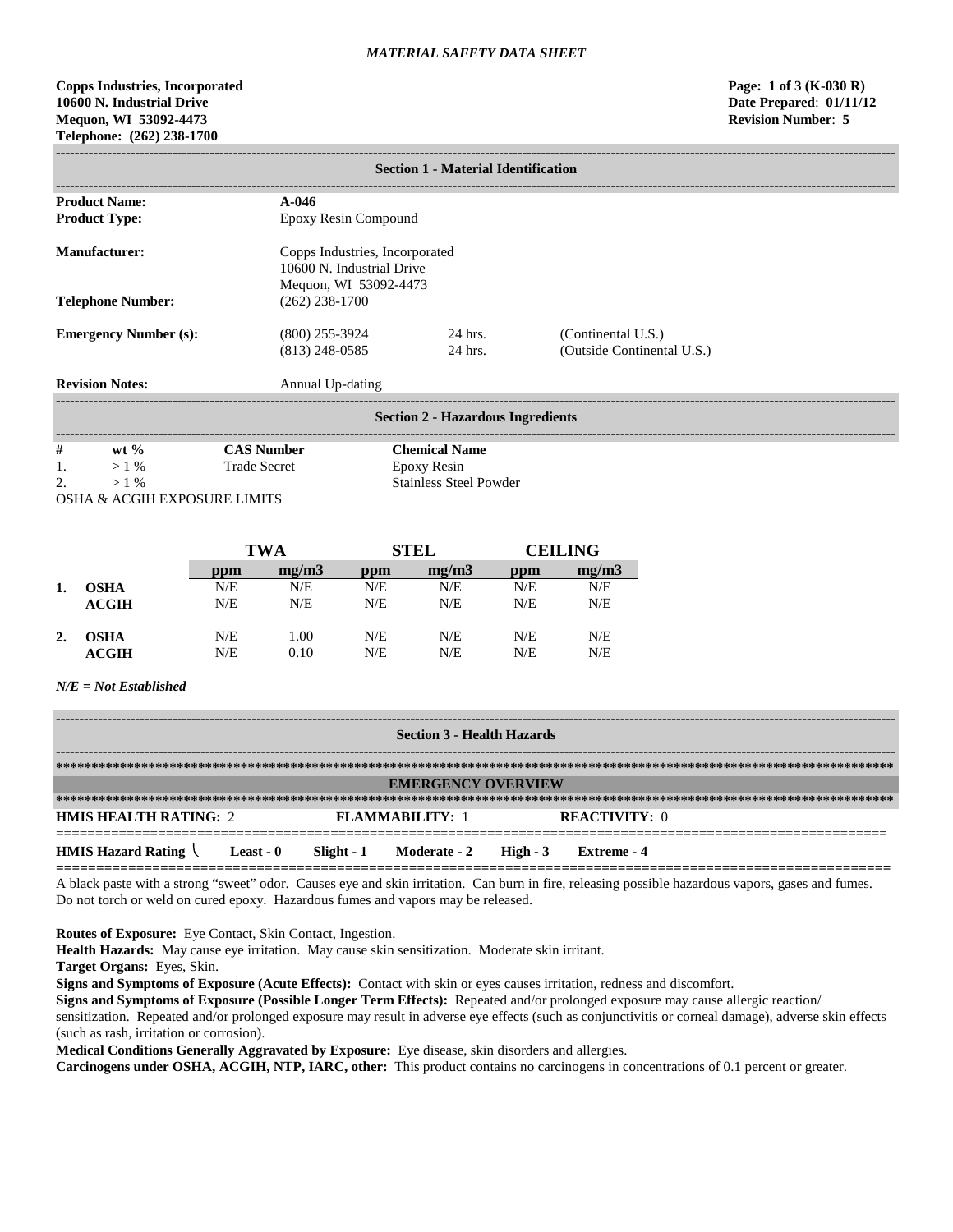*MATERIAL SAFETY DATA SHEET*

**Copps Industries, Incorporated**
**10600 N. Industrial Drive**
**Mequon, WI 53092-4473**
**Telephone: (262) 238-1700**

**Page: 1 of 3 (K-030 R)**
**Date Prepared: 01/11/12**
**Revision Number: 5**

## Section 1 - Material Identification

**Product Name:** **A-046**
**Product Type:** Epoxy Resin Compound

**Manufacturer:** Copps Industries, Incorporated
10600 N. Industrial Drive
Mequon, WI 53092-4473

**Telephone Number:** (262) 238-1700

**Emergency Number (s):**
(800) 255-3924 24 hrs. (Continental U.S.)
(813) 248-0585 24 hrs. (Outside Continental U.S.)

**Revision Notes:** Annual Up-dating

## Section 2 - Hazardous Ingredients

| # | wt % | CAS Number | Chemical Name |
|---|---|---|---|
| 1. | > 1 % | Trade Secret | Epoxy Resin |
| 2. | > 1 % | | Stainless Steel Powder |

OSHA & ACGIH EXPOSURE LIMITS

| | | TWA | | STEL | | CEILING | |
|---|---|---|---|---|---|---|---|
| | | ppm | mg/m3 | ppm | mg/m3 | ppm | mg/m3 |
| 1. | OSHA | N/E | N/E | N/E | N/E | N/E | N/E |
| | ACGIH | N/E | N/E | N/E | N/E | N/E | N/E |
| 2. | OSHA | N/E | 1.00 | N/E | N/E | N/E | N/E |
| | ACGIH | N/E | 0.10 | N/E | N/E | N/E | N/E |

*N/E = Not Established*

## Section 3 - Health Hazards

### EMERGENCY OVERVIEW

**HMIS HEALTH RATING:** 2 **FLAMMABILITY:** 1 **REACTIVITY:** 0

**HMIS Hazard Rating** **Least - 0** **Slight - 1** **Moderate - 2** **High - 3** **Extreme - 4**

A black paste with a strong "sweet" odor. Causes eye and skin irritation. Can burn in fire, releasing possible hazardous vapors, gases and fumes. Do not torch or weld on cured epoxy. Hazardous fumes and vapors may be released.

**Routes of Exposure:** Eye Contact, Skin Contact, Ingestion.
**Health Hazards:** May cause eye irritation. May cause skin sensitization. Moderate skin irritant.
**Target Organs:** Eyes, Skin.
**Signs and Symptoms of Exposure (Acute Effects):** Contact with skin or eyes causes irritation, redness and discomfort.
**Signs and Symptoms of Exposure (Possible Longer Term Effects):** Repeated and/or prolonged exposure may cause allergic reaction/ sensitization. Repeated and/or prolonged exposure may result in adverse eye effects (such as conjunctivitis or corneal damage), adverse skin effects (such as rash, irritation or corrosion).
**Medical Conditions Generally Aggravated by Exposure:** Eye disease, skin disorders and allergies.
**Carcinogens under OSHA, ACGIH, NTP, IARC, other:** This product contains no carcinogens in concentrations of 0.1 percent or greater.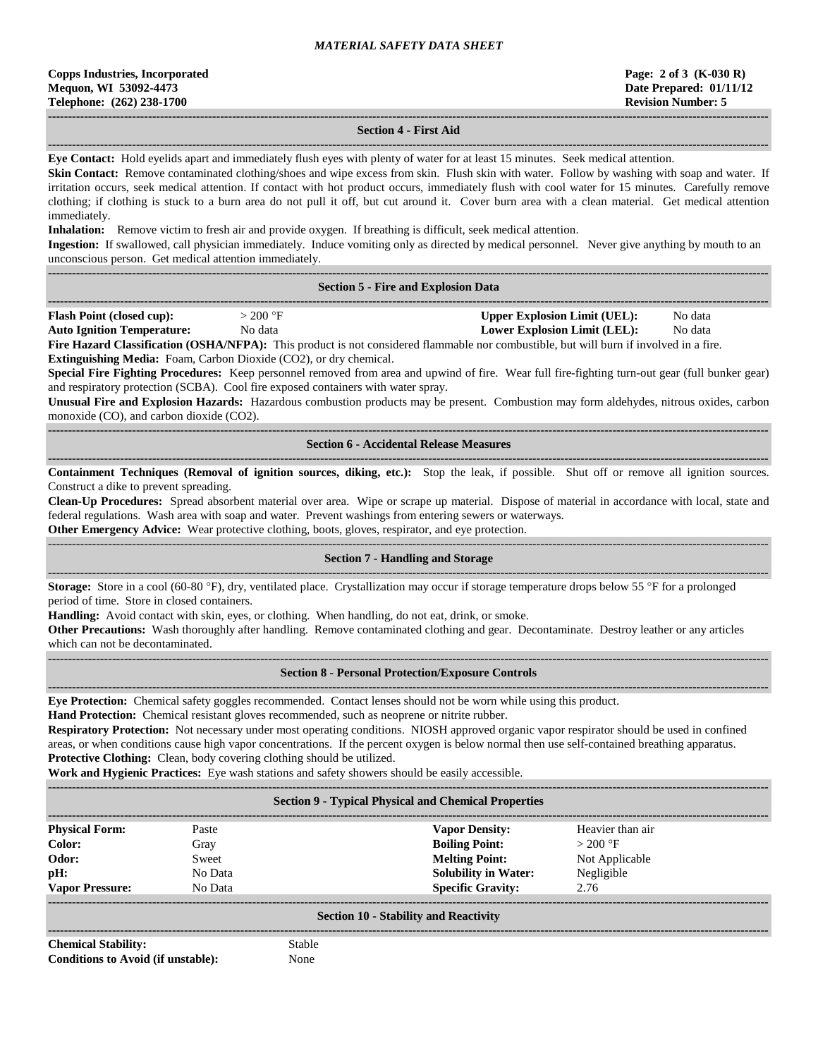## Section 4 - First Aid

**Eye Contact:** Hold eyelids apart and immediately flush eyes with plenty of water for at least 15 minutes. Seek medical attention.

**Skin Contact:** Remove contaminated clothing/shoes and wipe excess from skin. Flush skin with water. Follow by washing with soap and water. If irritation occurs, seek medical attention. If contact with hot product occurs, immediately flush with cool water for 15 minutes. Carefully remove clothing; if clothing is stuck to a burn area do not pull it off, but cut around it. Cover burn area with a clean material. Get medical attention immediately.

**Inhalation:** Remove victim to fresh air and provide oxygen. If breathing is difficult, seek medical attention.

**Ingestion:** If swallowed, call physician immediately. Induce vomiting only as directed by medical personnel. Never give anything by mouth to an unconscious person. Get medical attention immediately.

## Section 5 - Fire and Explosion Data

| | | | |
|---|---|---|---|
| **Flash Point (closed cup):** | > 200 °F | **Upper Explosion Limit (UEL):** | No data |
| **Auto Ignition Temperature:** | No data | **Lower Explosion Limit (LEL):** | No data |

**Fire Hazard Classification (OSHA/NFPA):** This product is not considered flammable nor combustible, but will burn if involved in a fire.

**Extinguishing Media:** Foam, Carbon Dioxide ($CO_2$), or dry chemical.

**Special Fire Fighting Procedures:** Keep personnel removed from area and upwind of fire. Wear full fire-fighting turn-out gear (full bunker gear) and respiratory protection (SCBA). Cool fire exposed containers with water spray.

**Unusual Fire and Explosion Hazards:** Hazardous combustion products may be present. Combustion may form aldehydes, nitrous oxides, carbon monoxide (CO), and carbon dioxide ($CO_2$).

## Section 6 - Accidental Release Measures

**Containment Techniques (Removal of ignition sources, diking, etc.):** Stop the leak, if possible. Shut off or remove all ignition sources. Construct a dike to prevent spreading.

**Clean-Up Procedures:** Spread absorbent material over area. Wipe or scrape up material. Dispose of material in accordance with local, state and federal regulations. Wash area with soap and water. Prevent washings from entering sewers or waterways.

**Other Emergency Advice:** Wear protective clothing, boots, gloves, respirator, and eye protection.

## Section 7 - Handling and Storage

**Storage:** Store in a cool (60-80 °F), dry, ventilated place. Crystallization may occur if storage temperature drops below 55 °F for a prolonged period of time. Store in closed containers.

**Handling:** Avoid contact with skin, eyes, or clothing. When handling, do not eat, drink, or smoke.

**Other Precautions:** Wash thoroughly after handling. Remove contaminated clothing and gear. Decontaminate. Destroy leather or any articles which can not be decontaminated.

## Section 8 - Personal Protection/Exposure Controls

**Eye Protection:** Chemical safety goggles recommended. Contact lenses should not be worn while using this product.

**Hand Protection:** Chemical resistant gloves recommended, such as neoprene or nitrite rubber.

**Respiratory Protection:** Not necessary under most operating conditions. NIOSH approved organic vapor respirator should be used in confined areas, or when conditions cause high vapor concentrations. If the percent oxygen is below normal then use self-contained breathing apparatus.

**Protective Clothing:** Clean, body covering clothing should be utilized.

**Work and Hygienic Practices:** Eye wash stations and safety showers should be easily accessible.

## Section 9 - Typical Physical and Chemical Properties

| | | | |
|---|---|---|---|
| **Physical Form:** | Paste | **Vapor Density:** | Heavier than air |
| **Color:** | Gray | **Boiling Point:** | > 200 °F |
| **Odor:** | Sweet | **Melting Point:** | Not Applicable |
| **pH:** | No Data | **Solubility in Water:** | Negligible |
| **Vapor Pressure:** | No Data | **Specific Gravity:** | 2.76 |

## Section 10 - Stability and Reactivity

| | |
|---|---|
| **Chemical Stability:** | Stable |
| **Conditions to Avoid (if unstable):** | None |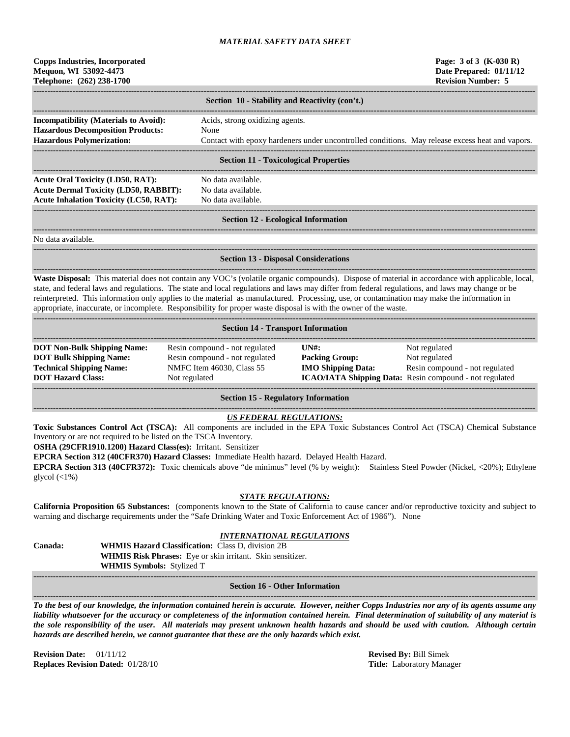## Section 10 - Stability and Reactivity (con't.)

**Incompatibility (Materials to Avoid):** Acids, strong oxidizing agents.
**Hazardous Decomposition Products:** None
**Hazardous Polymerization:** Contact with epoxy hardeners under uncontrolled conditions. May release excess heat and vapors.

## Section 11 - Toxicological Properties

**Acute Oral Toxicity (LD50, RAT):** No data available.
**Acute Dermal Toxicity (LD50, RABBIT):** No data available.
**Acute Inhalation Toxicity (LC50, RAT):** No data available.

## Section 12 - Ecological Information

No data available.

## Section 13 - Disposal Considerations

**Waste Disposal:** This material does not contain any VOC's (volatile organic compounds). Dispose of material in accordance with applicable, local, state, and federal laws and regulations. The state and local regulations and laws may differ from federal regulations, and laws may change or be reinterpreted. This information only applies to the material as manufactured. Processing, use, or contamination may make the information in appropriate, inaccurate, or incomplete. Responsibility for proper waste disposal is with the owner of the waste.

## Section 14 - Transport Information

| | | | |
|---|---|---|---|
| **DOT Non-Bulk Shipping Name:** | Resin compound - not regulated | **UN#:** | Not regulated |
| **DOT Bulk Shipping Name:** | Resin compound - not regulated | **Packing Group:** | Not regulated |
| **Technical Shipping Name:** | NMFC Item 46030, Class 55 | **IMO Shipping Data:** | Resin compound - not regulated |
| **DOT Hazard Class:** | Not regulated | **ICAO/IATA Shipping Data:** | Resin compound - not regulated |

## Section 15 - Regulatory Information

***US FEDERAL REGULATIONS:***

**Toxic Substances Control Act (TSCA):** All components are included in the EPA Toxic Substances Control Act (TSCA) Chemical Substance Inventory or are not required to be listed on the TSCA Inventory.
**OSHA (29CFR1910.1200) Hazard Class(es):** Irritant. Sensitizer
**EPCRA Section 312 (40CFR370) Hazard Classes:** Immediate Health hazard. Delayed Health Hazard.
**EPCRA Section 313 (40CFR372):** Toxic chemicals above "de minimus" level (% by weight): Stainless Steel Powder (Nickel, <20%); Ethylene glycol (<1%)

***STATE REGULATIONS:***

**California Proposition 65 Substances:** (components known to the State of California to cause cancer and/or reproductive toxicity and subject to warning and discharge requirements under the "Safe Drinking Water and Toxic Enforcement Act of 1986"). None

***INTERNATIONAL REGULATIONS***

**Canada:**
**WHMIS Hazard Classification:** Class D, division 2B
**WHMIS Risk Phrases:** Eye or skin irritant. Skin sensitizer.
**WHMIS Symbols:** Stylized T

## Section 16 - Other Information

***To the best of our knowledge, the information contained herein is accurate. However, neither Copps Industries nor any of its agents assume any liability whatsoever for the accuracy or completeness of the information contained herein. Final determination of suitability of any material is the sole responsibility of the user. All materials may present unknown health hazards and should be used with caution. Although certain hazards are described herein, we cannot guarantee that these are the only hazards which exist.***

**Revision Date:** 01/11/12
**Replaces Revision Dated:** 01/28/10

**Revised By:** Bill Simek
**Title:** Laboratory Manager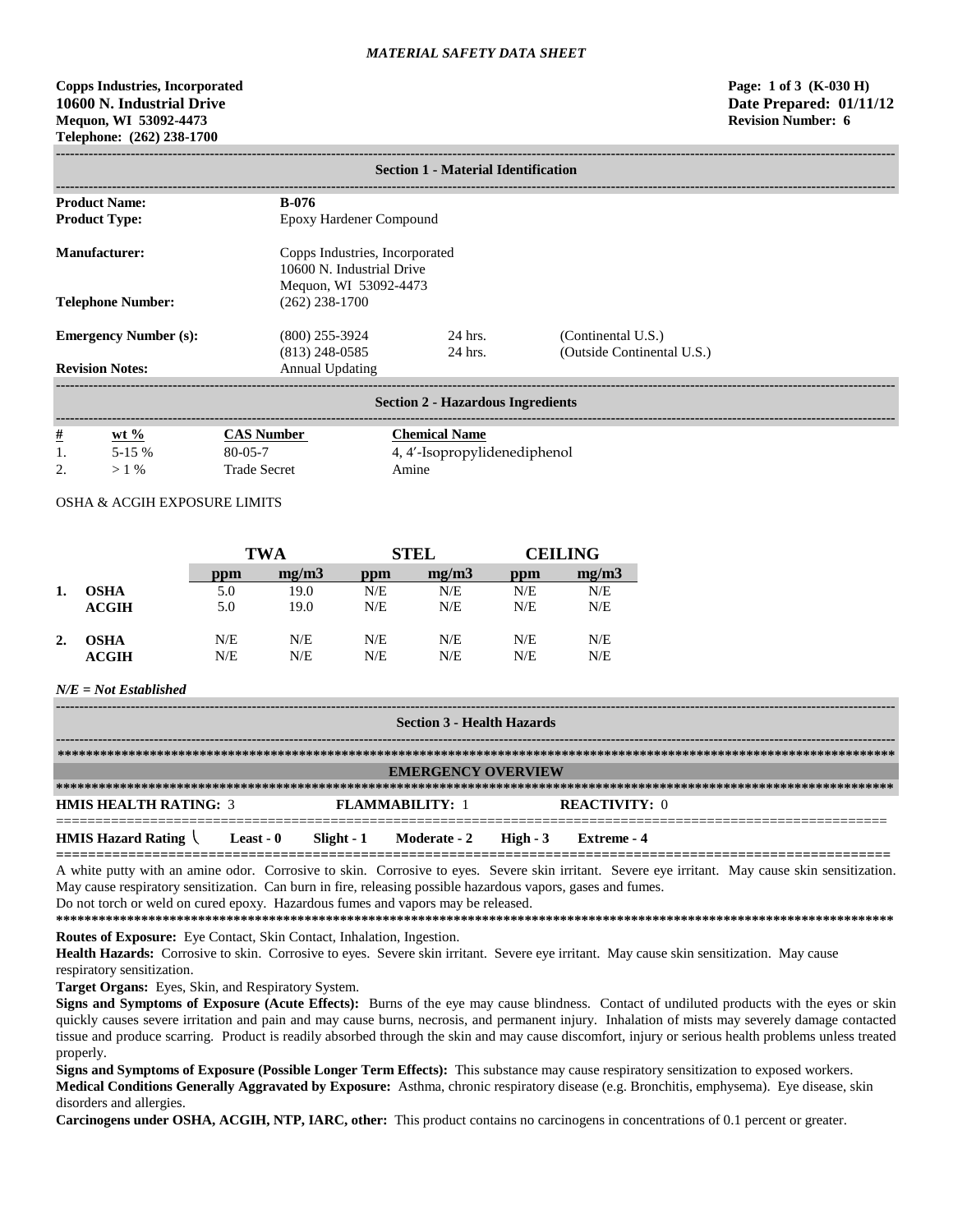*MATERIAL SAFETY DATA SHEET*

**Copps Industries, Incorporated**
**10600 N. Industrial Drive**
**Mequon, WI 53092-4473**
**Telephone: (262) 238-1700**

**Page: 1 of 3 (K-030 H)**
**Date Prepared: 01/11/12**
**Revision Number: 6**

## Section 1 - Material Identification

| | | | |
|---|---|---|---|
| **Product Name:** | **B-076** | | |
| **Product Type:** | Epoxy Hardener Compound | | |
| **Manufacturer:** | Copps Industries, Incorporated<br>10600 N. Industrial Drive<br>Mequon, WI 53092-4473 | | |
| **Telephone Number:** | (262) 238-1700 | | |
| **Emergency Number (s):** | (800) 255-3924 | 24 hrs. | (Continental U.S.) |
| | (813) 248-0585 | 24 hrs. | (Outside Continental U.S.) |
| **Revision Notes:** | Annual Updating | | |

## Section 2 - Hazardous Ingredients

| # | wt % | CAS Number | Chemical Name |
|---|---|---|---|
| 1. | 5-15 % | 80-05-7 | 4, 4′-Isopropylidenediphenol |
| 2. | > 1 % | Trade Secret | Amine |

OSHA & ACGIH EXPOSURE LIMITS

| | | TWA | | STEL | | CEILING | |
|---|---|---|---|---|---|---|---|
| | | ppm | mg/m3 | ppm | mg/m3 | ppm | mg/m3 |
| 1. | **OSHA** | 5.0 | 19.0 | N/E | N/E | N/E | N/E |
| | **ACGIH** | 5.0 | 19.0 | N/E | N/E | N/E | N/E |
| 2. | **OSHA** | N/E | N/E | N/E | N/E | N/E | N/E |
| | **ACGIH** | N/E | N/E | N/E | N/E | N/E | N/E |

***N/E = Not Established***

## Section 3 - Health Hazards

### EMERGENCY OVERVIEW

**HMIS HEALTH RATING:** 3 **FLAMMABILITY:** 1 **REACTIVITY:** 0

**HMIS Hazard Rating** \ **Least - 0** **Slight - 1** **Moderate - 2** **High - 3** **Extreme - 4**

A white putty with an amine odor. Corrosive to skin. Corrosive to eyes. Severe skin irritant. Severe eye irritant. May cause skin sensitization. May cause respiratory sensitization. Can burn in fire, releasing possible hazardous vapors, gases and fumes.
Do not torch or weld on cured epoxy. Hazardous fumes and vapors may be released.

**Routes of Exposure:** Eye Contact, Skin Contact, Inhalation, Ingestion.

**Health Hazards:** Corrosive to skin. Corrosive to eyes. Severe skin irritant. Severe eye irritant. May cause skin sensitization. May cause respiratory sensitization.

**Target Organs:** Eyes, Skin, and Respiratory System.

**Signs and Symptoms of Exposure (Acute Effects):** Burns of the eye may cause blindness. Contact of undiluted products with the eyes or skin quickly causes severe irritation and pain and may cause burns, necrosis, and permanent injury. Inhalation of mists may severely damage contacted tissue and produce scarring. Product is readily absorbed through the skin and may cause discomfort, injury or serious health problems unless treated properly.

**Signs and Symptoms of Exposure (Possible Longer Term Effects):** This substance may cause respiratory sensitization to exposed workers.

**Medical Conditions Generally Aggravated by Exposure:** Asthma, chronic respiratory disease (e.g. Bronchitis, emphysema). Eye disease, skin disorders and allergies.

**Carcinogens under OSHA, ACGIH, NTP, IARC, other:** This product contains no carcinogens in concentrations of 0.1 percent or greater.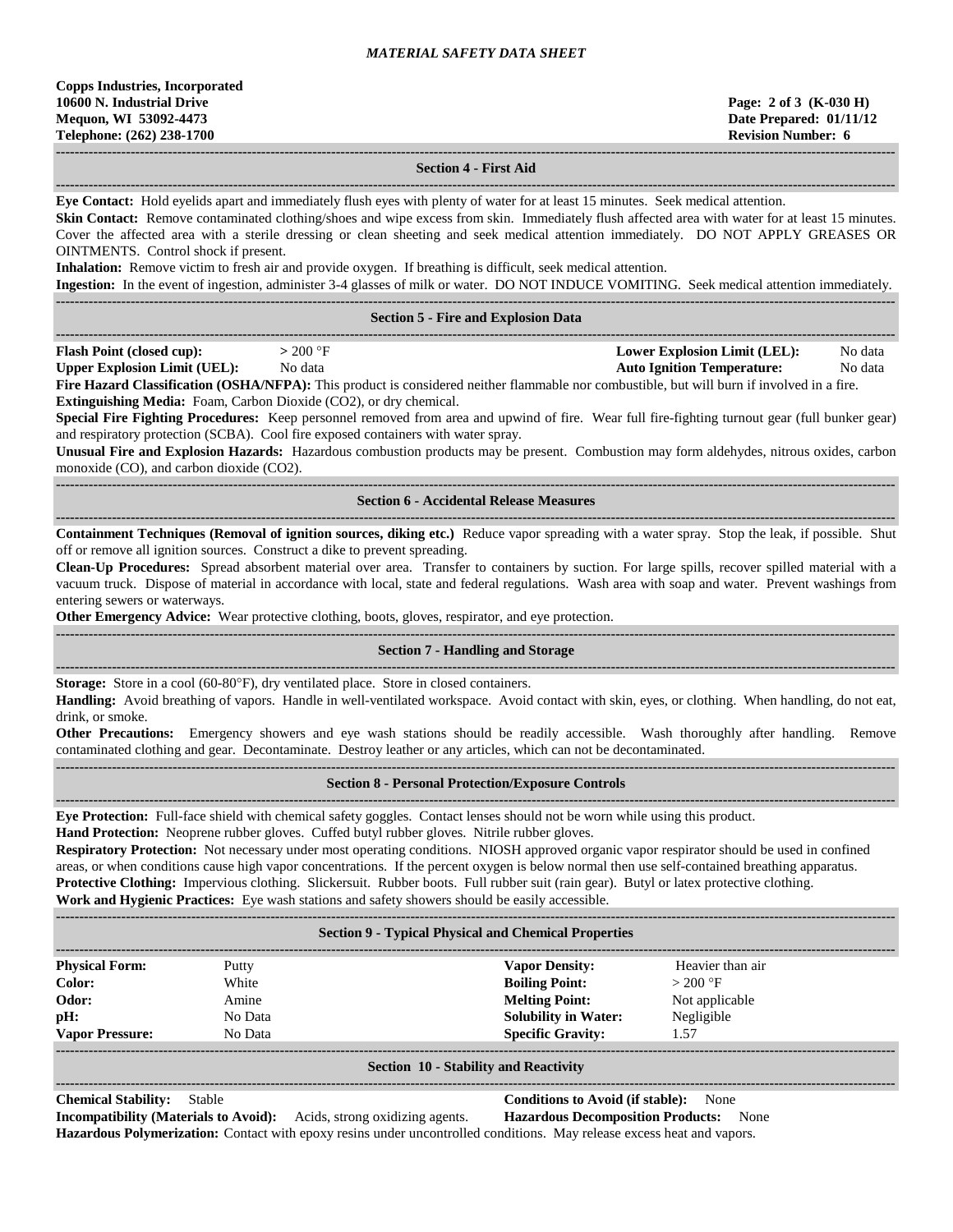*MATERIAL SAFETY DATA SHEET*

**Copps Industries, Incorporated**
**10600 N. Industrial Drive**
**Mequon, WI 53092-4473**
**Telephone: (262) 238-1700**

**Page: 2 of 3 (K-030 H)**
**Date Prepared: 01/11/12**
**Revision Number: 6**

## Section 4 - First Aid

**Eye Contact:** Hold eyelids apart and immediately flush eyes with plenty of water for at least 15 minutes. Seek medical attention.

**Skin Contact:** Remove contaminated clothing/shoes and wipe excess from skin. Immediately flush affected area with water for at least 15 minutes. Cover the affected area with a sterile dressing or clean sheeting and seek medical attention immediately. DO NOT APPLY GREASES OR OINTMENTS. Control shock if present.

**Inhalation:** Remove victim to fresh air and provide oxygen. If breathing is difficult, seek medical attention.

**Ingestion:** In the event of ingestion, administer 3-4 glasses of milk or water. DO NOT INDUCE VOMITING. Seek medical attention immediately.

## Section 5 - Fire and Explosion Data

| | | | |
|---|---|---|---|
| **Flash Point (closed cup):** | > 200 °F | **Lower Explosion Limit (LEL):** | No data |
| **Upper Explosion Limit (UEL):** | No data | **Auto Ignition Temperature:** | No data |

**Fire Hazard Classification (OSHA/NFPA):** This product is considered neither flammable nor combustible, but will burn if involved in a fire.

**Extinguishing Media:** Foam, Carbon Dioxide ($CO_2$), or dry chemical.

**Special Fire Fighting Procedures:** Keep personnel removed from area and upwind of fire. Wear full fire-fighting turnout gear (full bunker gear) and respiratory protection (SCBA). Cool fire exposed containers with water spray.

**Unusual Fire and Explosion Hazards:** Hazardous combustion products may be present. Combustion may form aldehydes, nitrous oxides, carbon monoxide (CO), and carbon dioxide ($CO_2$).

## Section 6 - Accidental Release Measures

**Containment Techniques (Removal of ignition sources, diking etc.)** Reduce vapor spreading with a water spray. Stop the leak, if possible. Shut off or remove all ignition sources. Construct a dike to prevent spreading.

**Clean-Up Procedures:** Spread absorbent material over area. Transfer to containers by suction. For large spills, recover spilled material with a vacuum truck. Dispose of material in accordance with local, state and federal regulations. Wash area with soap and water. Prevent washings from entering sewers or waterways.

**Other Emergency Advice:** Wear protective clothing, boots, gloves, respirator, and eye protection.

## Section 7 - Handling and Storage

**Storage:** Store in a cool (60-80°F), dry ventilated place. Store in closed containers.

**Handling:** Avoid breathing of vapors. Handle in well-ventilated workspace. Avoid contact with skin, eyes, or clothing. When handling, do not eat, drink, or smoke.

**Other Precautions:** Emergency showers and eye wash stations should be readily accessible. Wash thoroughly after handling. Remove contaminated clothing and gear. Decontaminate. Destroy leather or any articles, which can not be decontaminated.

## Section 8 - Personal Protection/Exposure Controls

**Eye Protection:** Full-face shield with chemical safety goggles. Contact lenses should not be worn while using this product.

**Hand Protection:** Neoprene rubber gloves. Cuffed butyl rubber gloves. Nitrile rubber gloves.

**Respiratory Protection:** Not necessary under most operating conditions. NIOSH approved organic vapor respirator should be used in confined areas, or when conditions cause high vapor concentrations. If the percent oxygen is below normal then use self-contained breathing apparatus.

**Protective Clothing:** Impervious clothing. Slickersuit. Rubber boots. Full rubber suit (rain gear). Butyl or latex protective clothing.

**Work and Hygienic Practices:** Eye wash stations and safety showers should be easily accessible.

## Section 9 - Typical Physical and Chemical Properties

| | | | |
|---|---|---|---|
| **Physical Form:** | Putty | **Vapor Density:** | Heavier than air |
| **Color:** | White | **Boiling Point:** | > 200 °F |
| **Odor:** | Amine | **Melting Point:** | Not applicable |
| **pH:** | No Data | **Solubility in Water:** | Negligible |
| **Vapor Pressure:** | No Data | **Specific Gravity:** | 1.57 |

## Section 10 - Stability and Reactivity

**Chemical Stability:** Stable

**Conditions to Avoid (if stable):** None

**Incompatibility (Materials to Avoid):** Acids, strong oxidizing agents.

**Hazardous Decomposition Products:** None

**Hazardous Polymerization:** Contact with epoxy resins under uncontrolled conditions. May release excess heat and vapors.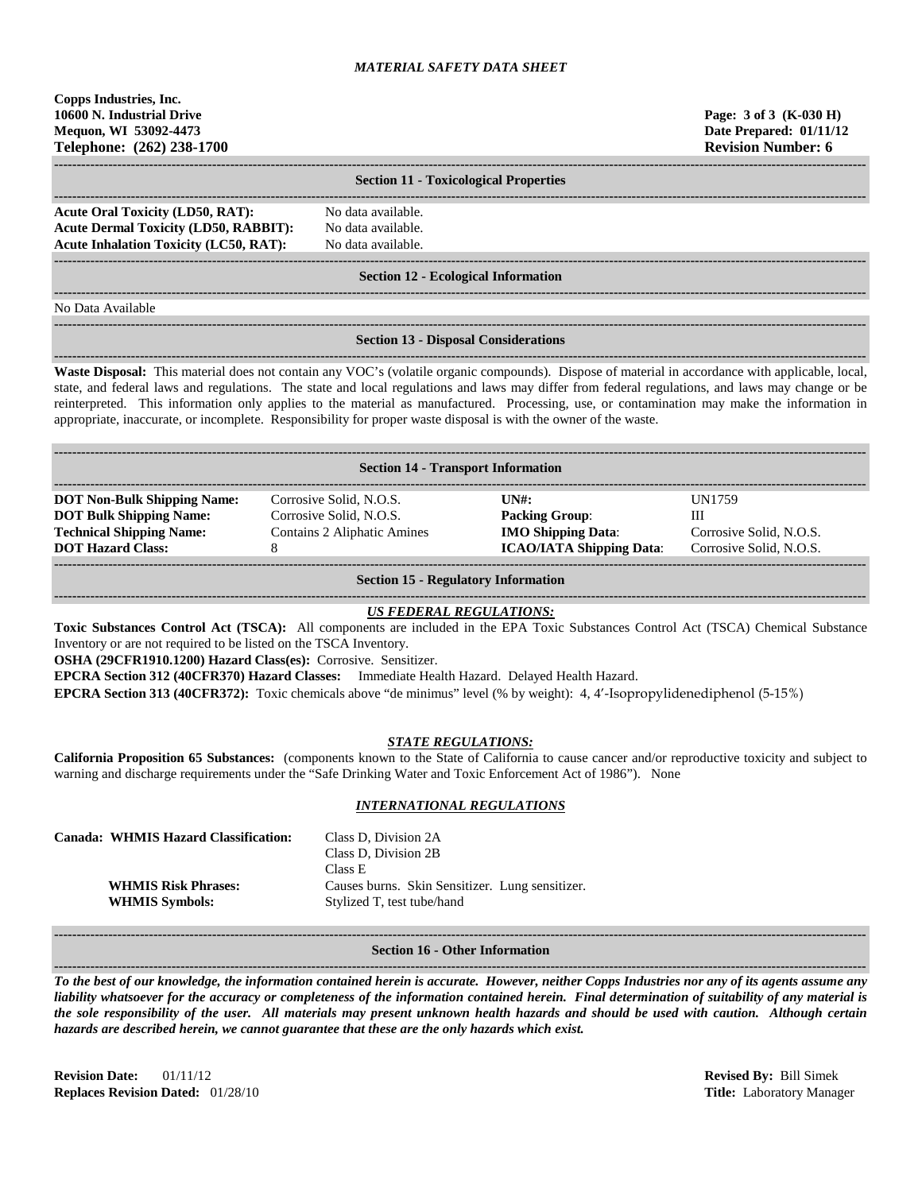*MATERIAL SAFETY DATA SHEET*

**Copps Industries, Inc.**
**10600 N. Industrial Drive**
**Mequon, WI 53092-4473**
**Telephone: (262) 238-1700**

**Page: 3 of 3 (K-030 H)**
**Date Prepared: 01/11/12**
**Revision Number: 6**

## Section 11 - Toxicological Properties

| | |
|---|---|
| **Acute Oral Toxicity (LD50, RAT):** | No data available. |
| **Acute Dermal Toxicity (LD50, RABBIT):** | No data available. |
| **Acute Inhalation Toxicity (LC50, RAT):** | No data available. |

## Section 12 - Ecological Information

No Data Available

## Section 13 - Disposal Considerations

**Waste Disposal:** This material does not contain any VOC's (volatile organic compounds). Dispose of material in accordance with applicable, local, state, and federal laws and regulations. The state and local regulations and laws may differ from federal regulations, and laws may change or be reinterpreted. This information only applies to the material as manufactured. Processing, use, or contamination may make the information in appropriate, inaccurate, or incomplete. Responsibility for proper waste disposal is with the owner of the waste.

## Section 14 - Transport Information

| | | | |
|---|---|---|---|
| **DOT Non-Bulk Shipping Name:** | Corrosive Solid, N.O.S. | **UN#:** | UN1759 |
| **DOT Bulk Shipping Name:** | Corrosive Solid, N.O.S. | **Packing Group**: | III |
| **Technical Shipping Name:** | Contains 2 Aliphatic Amines | **IMO Shipping Data**: | Corrosive Solid, N.O.S. |
| **DOT Hazard Class:** | 8 | **ICAO/IATA Shipping Data**: | Corrosive Solid, N.O.S. |

## Section 15 - Regulatory Information

***US FEDERAL REGULATIONS:***

**Toxic Substances Control Act (TSCA):** All components are included in the EPA Toxic Substances Control Act (TSCA) Chemical Substance Inventory or are not required to be listed on the TSCA Inventory.

**OSHA (29CFR1910.1200) Hazard Class(es):** Corrosive. Sensitizer.

**EPCRA Section 312 (40CFR370) Hazard Classes:** Immediate Health Hazard. Delayed Health Hazard.

**EPCRA Section 313 (40CFR372):** Toxic chemicals above "de minimus" level (% by weight): 4, 4′-Isopropylidenediphenol (5-15%)

***STATE REGULATIONS:***

**California Proposition 65 Substances:** (components known to the State of California to cause cancer and/or reproductive toxicity and subject to warning and discharge requirements under the "Safe Drinking Water and Toxic Enforcement Act of 1986"). None

***INTERNATIONAL REGULATIONS***

| | |
|---|---|
| **Canada: WHMIS Hazard Classification:** | Class D, Division 2A<br>Class D, Division 2B<br>Class E |
| **WHMIS Risk Phrases:** | Causes burns. Skin Sensitizer. Lung sensitizer. |
| **WHMIS Symbols:** | Stylized T, test tube/hand |

## Section 16 - Other Information

***To the best of our knowledge, the information contained herein is accurate. However, neither Copps Industries nor any of its agents assume any liability whatsoever for the accuracy or completeness of the information contained herein. Final determination of suitability of any material is the sole responsibility of the user. All materials may present unknown health hazards and should be used with caution. Although certain hazards are described herein, we cannot guarantee that these are the only hazards which exist.***

**Revision Date:** 01/11/12
**Replaces Revision Dated:** 01/28/10

**Revised By:** Bill Simek
**Title:** Laboratory Manager